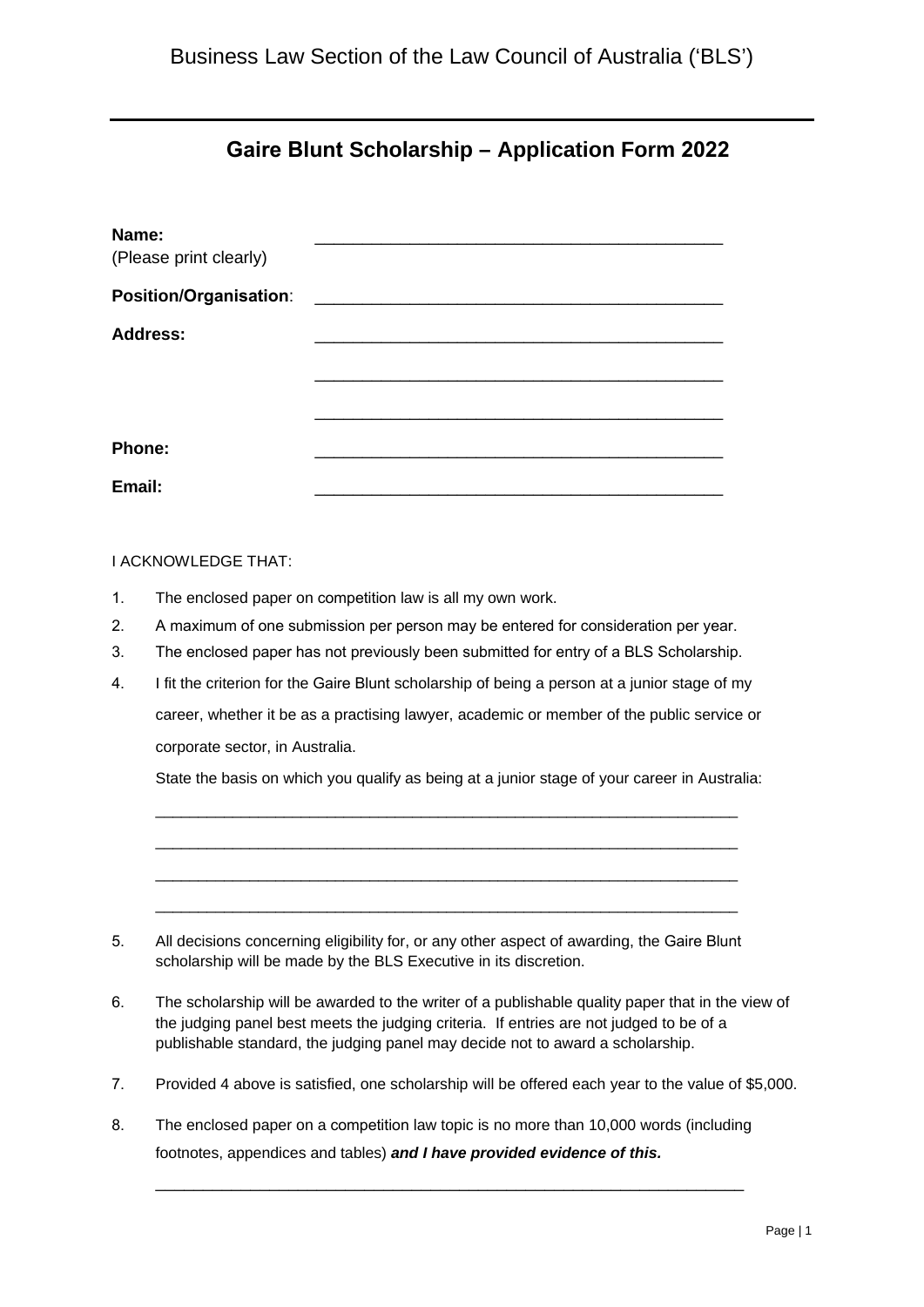Business Law Section of the Law Council of Australia ('BLS')

# Gaire Blunt Scholarship – Application Form 2022

**Name:** ____________________________________________
(Please print clearly)

**Position/Organisation**: ____________________________________________

**Address:** ____________________________________________

____________________________________________

____________________________________________

**Phone:** ____________________________________________

**Email:** ____________________________________________

I ACKNOWLEDGE THAT:

1. The enclosed paper on competition law is all my own work.
2. A maximum of one submission per person may be entered for consideration per year.
3. The enclosed paper has not previously been submitted for entry of a BLS Scholarship.
4. I fit the criterion for the Gaire Blunt scholarship of being a person at a junior stage of my career, whether it be as a practising lawyer, academic or member of the public service or corporate sector, in Australia.

   State the basis on which you qualify as being at a junior stage of your career in Australia:

   ____________________________________________________________________

   ____________________________________________________________________

   ____________________________________________________________________

   ____________________________________________________________________

5. All decisions concerning eligibility for, or any other aspect of awarding, the Gaire Blunt scholarship will be made by the BLS Executive in its discretion.
6. The scholarship will be awarded to the writer of a publishable quality paper that in the view of the judging panel best meets the judging criteria. If entries are not judged to be of a publishable standard, the judging panel may decide not to award a scholarship.
7. Provided 4 above is satisfied, one scholarship will be offered each year to the value of $5,000.
8. The enclosed paper on a competition law topic is no more than 10,000 words (including footnotes, appendices and tables) ***and I have provided evidence of this.***

   ____________________________________________________________________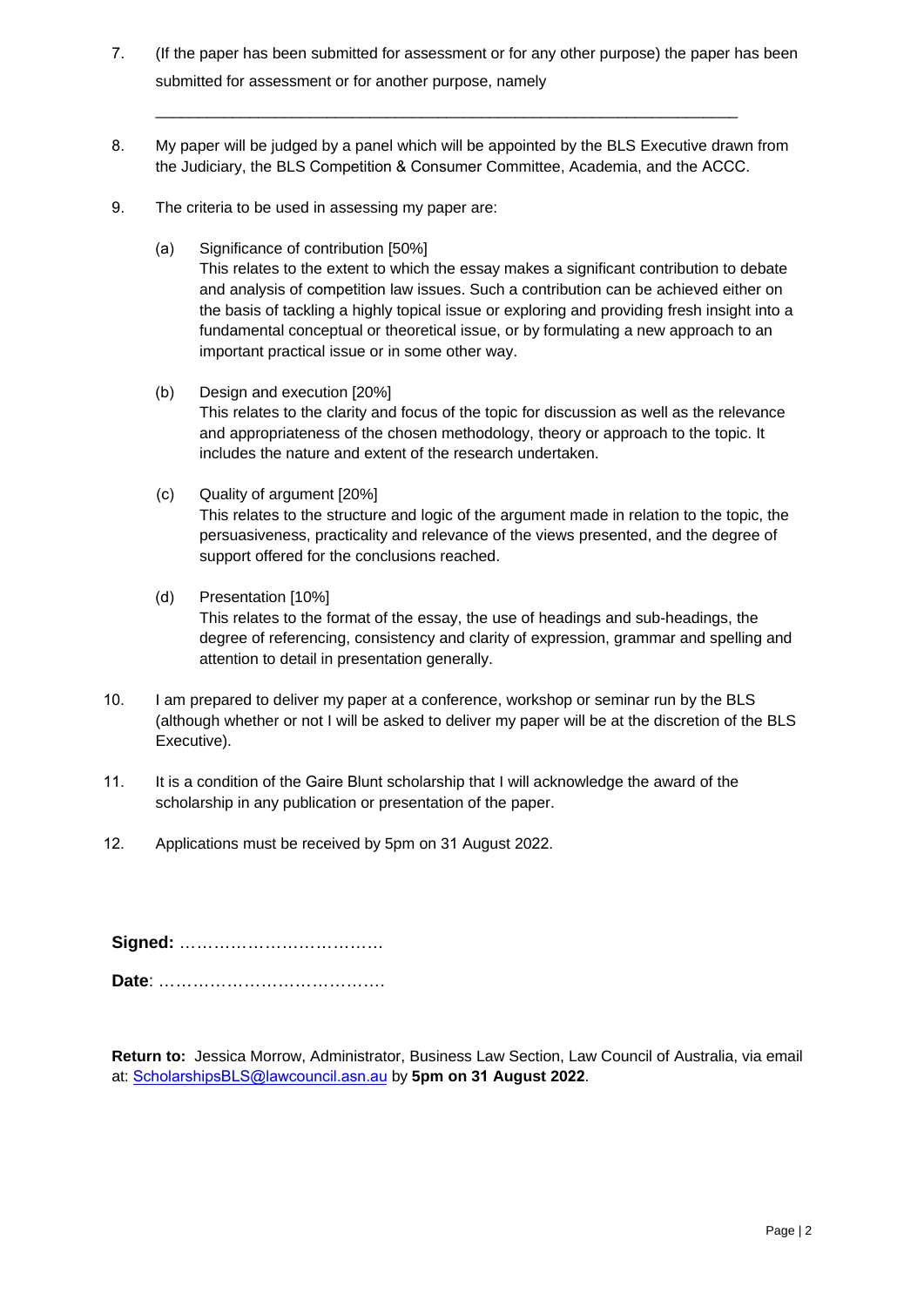7. (If the paper has been submitted for assessment or for any other purpose) the paper has been submitted for assessment or for another purpose, namely

   ______________________________________________________________________

8. My paper will be judged by a panel which will be appointed by the BLS Executive drawn from the Judiciary, the BLS Competition & Consumer Committee, Academia, and the ACCC.

9. The criteria to be used in assessing my paper are:

   (a) Significance of contribution [50%]
   This relates to the extent to which the essay makes a significant contribution to debate and analysis of competition law issues. Such a contribution can be achieved either on the basis of tackling a highly topical issue or exploring and providing fresh insight into a fundamental conceptual or theoretical issue, or by formulating a new approach to an important practical issue or in some other way.

   (b) Design and execution [20%]
   This relates to the clarity and focus of the topic for discussion as well as the relevance and appropriateness of the chosen methodology, theory or approach to the topic. It includes the nature and extent of the research undertaken.

   (c) Quality of argument [20%]
   This relates to the structure and logic of the argument made in relation to the topic, the persuasiveness, practicality and relevance of the views presented, and the degree of support offered for the conclusions reached.

   (d) Presentation [10%]
   This relates to the format of the essay, the use of headings and sub-headings, the degree of referencing, consistency and clarity of expression, grammar and spelling and attention to detail in presentation generally.

10. I am prepared to deliver my paper at a conference, workshop or seminar run by the BLS (although whether or not I will be asked to deliver my paper will be at the discretion of the BLS Executive).

11. It is a condition of the Gaire Blunt scholarship that I will acknowledge the award of the scholarship in any publication or presentation of the paper.

12. Applications must be received by 5pm on 31 August 2022.

**Signed:** ………………………………

**Date**: …………………………………

**Return to:** Jessica Morrow, Administrator, Business Law Section, Law Council of Australia, via email at: ScholarshipsBLS@lawcouncil.asn.au by **5pm on 31 August 2022**.